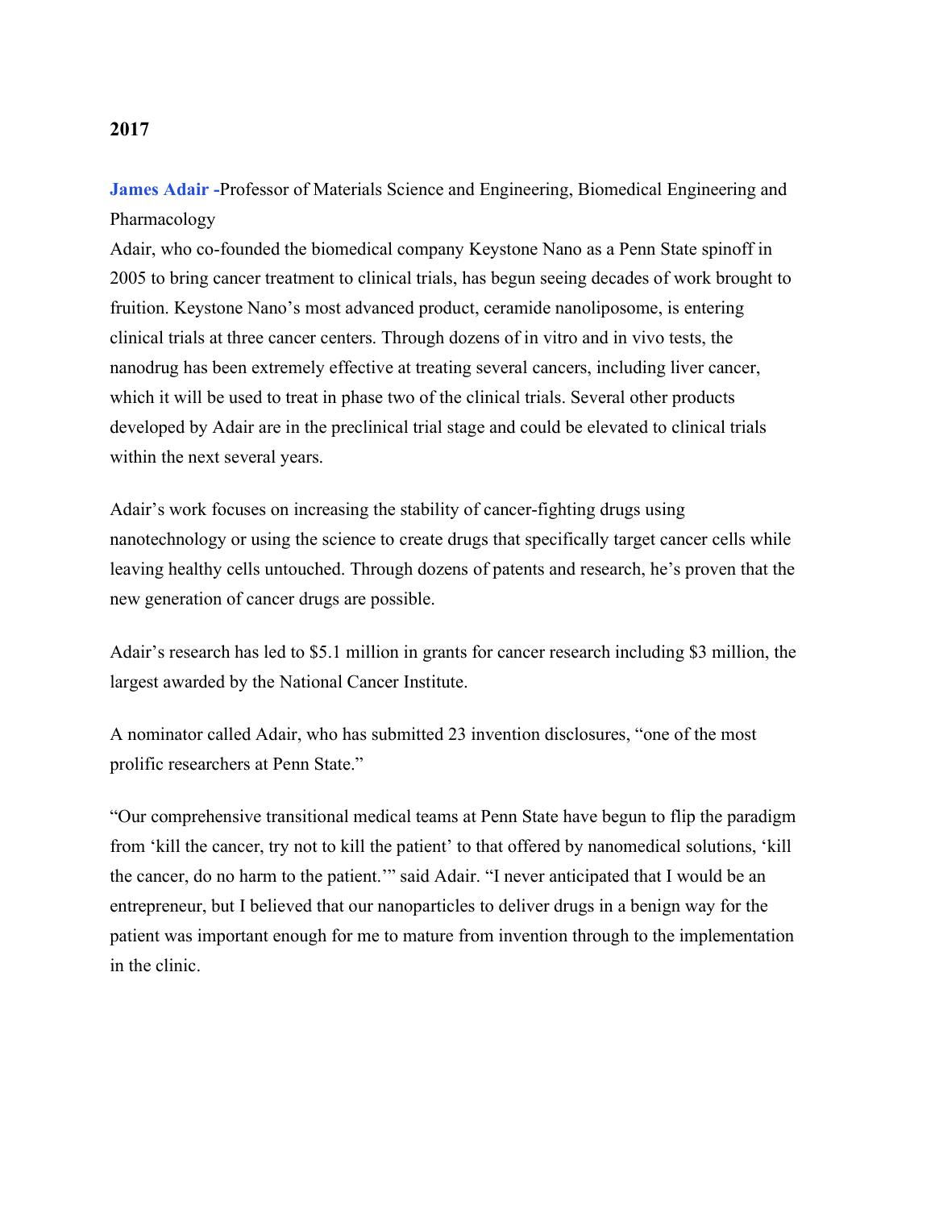**2017**

**James Adair -**Professor of Materials Science and Engineering, Biomedical Engineering and Pharmacology

Adair, who co-founded the biomedical company Keystone Nano as a Penn State spinoff in 2005 to bring cancer treatment to clinical trials, has begun seeing decades of work brought to fruition. Keystone Nano's most advanced product, ceramide nanoliposome, is entering clinical trials at three cancer centers. Through dozens of in vitro and in vivo tests, the nanodrug has been extremely effective at treating several cancers, including liver cancer, which it will be used to treat in phase two of the clinical trials. Several other products developed by Adair are in the preclinical trial stage and could be elevated to clinical trials within the next several years.

Adair's work focuses on increasing the stability of cancer-fighting drugs using nanotechnology or using the science to create drugs that specifically target cancer cells while leaving healthy cells untouched. Through dozens of patents and research, he's proven that the new generation of cancer drugs are possible.

Adair's research has led to $5.1 million in grants for cancer research including $3 million, the largest awarded by the National Cancer Institute.

A nominator called Adair, who has submitted 23 invention disclosures, "one of the most prolific researchers at Penn State."

"Our comprehensive transitional medical teams at Penn State have begun to flip the paradigm from 'kill the cancer, try not to kill the patient' to that offered by nanomedical solutions, 'kill the cancer, do no harm to the patient.'" said Adair. "I never anticipated that I would be an entrepreneur, but I believed that our nanoparticles to deliver drugs in a benign way for the patient was important enough for me to mature from invention through to the implementation in the clinic.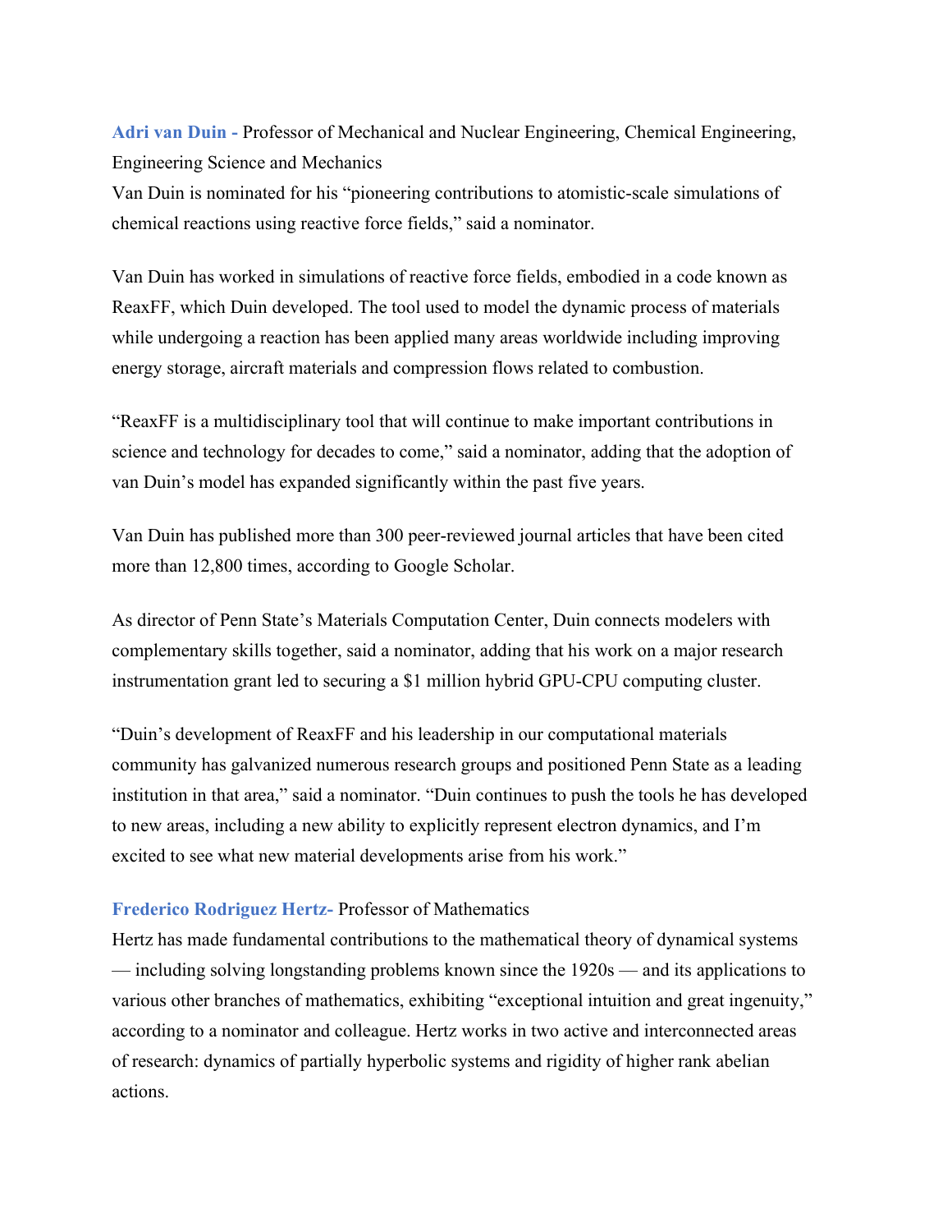**Adri van Duin -** Professor of Mechanical and Nuclear Engineering, Chemical Engineering, Engineering Science and Mechanics

Van Duin is nominated for his "pioneering contributions to atomistic-scale simulations of chemical reactions using reactive force fields," said a nominator.

Van Duin has worked in simulations of reactive force fields, embodied in a code known as ReaxFF, which Duin developed. The tool used to model the dynamic process of materials while undergoing a reaction has been applied many areas worldwide including improving energy storage, aircraft materials and compression flows related to combustion.

"ReaxFF is a multidisciplinary tool that will continue to make important contributions in science and technology for decades to come," said a nominator, adding that the adoption of van Duin's model has expanded significantly within the past five years.

Van Duin has published more than 300 peer-reviewed journal articles that have been cited more than 12,800 times, according to Google Scholar.

As director of Penn State's Materials Computation Center, Duin connects modelers with complementary skills together, said a nominator, adding that his work on a major research instrumentation grant led to securing a $1 million hybrid GPU-CPU computing cluster.

"Duin's development of ReaxFF and his leadership in our computational materials community has galvanized numerous research groups and positioned Penn State as a leading institution in that area," said a nominator. "Duin continues to push the tools he has developed to new areas, including a new ability to explicitly represent electron dynamics, and I'm excited to see what new material developments arise from his work."

**Frederico Rodriguez Hertz-** Professor of Mathematics

Hertz has made fundamental contributions to the mathematical theory of dynamical systems — including solving longstanding problems known since the 1920s — and its applications to various other branches of mathematics, exhibiting "exceptional intuition and great ingenuity," according to a nominator and colleague. Hertz works in two active and interconnected areas of research: dynamics of partially hyperbolic systems and rigidity of higher rank abelian actions.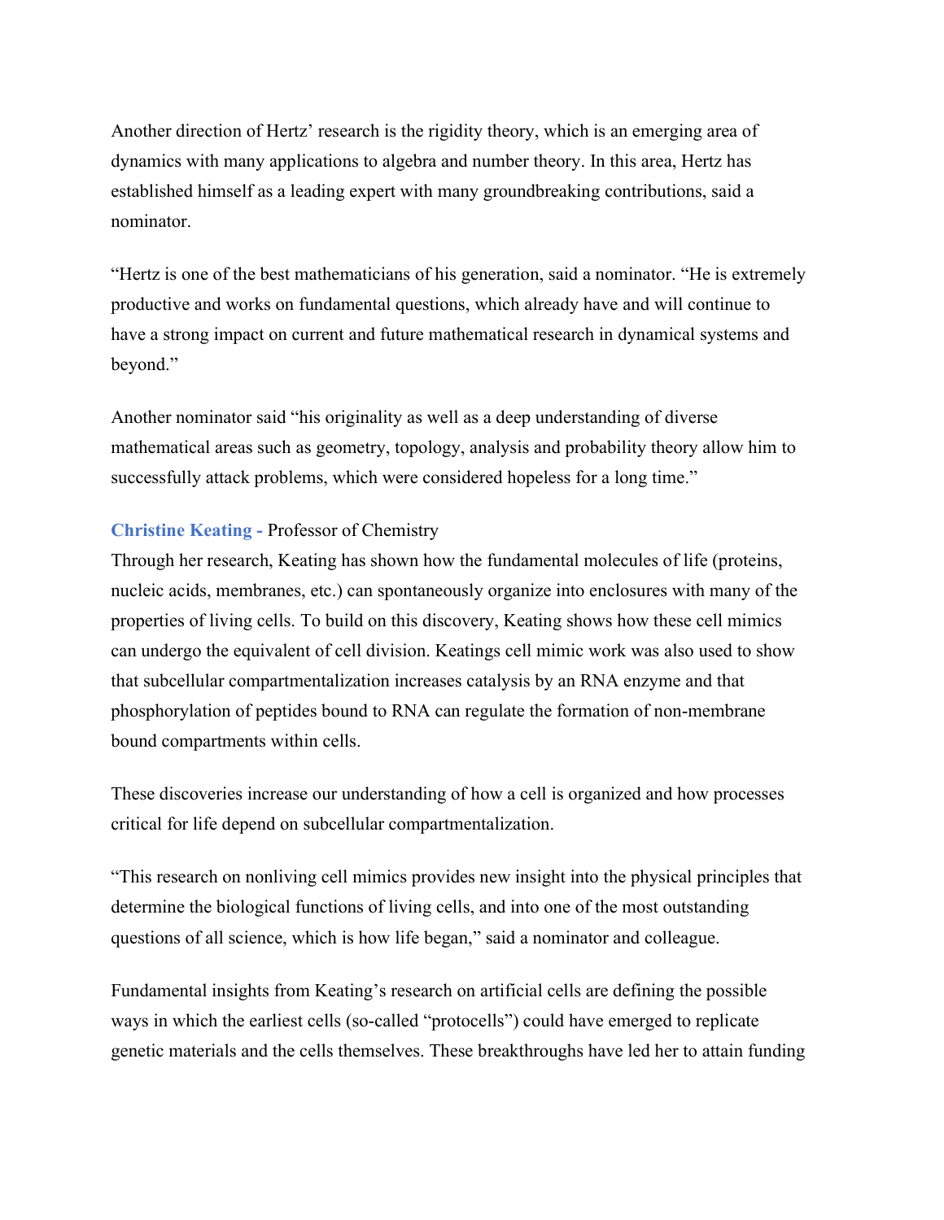Another direction of Hertz' research is the rigidity theory, which is an emerging area of dynamics with many applications to algebra and number theory. In this area, Hertz has established himself as a leading expert with many groundbreaking contributions, said a nominator.

“Hertz is one of the best mathematicians of his generation, said a nominator. “He is extremely productive and works on fundamental questions, which already have and will continue to have a strong impact on current and future mathematical research in dynamical systems and beyond.”

Another nominator said “his originality as well as a deep understanding of diverse mathematical areas such as geometry, topology, analysis and probability theory allow him to successfully attack problems, which were considered hopeless for a long time.”

**Christine Keating -** Professor of Chemistry

Through her research, Keating has shown how the fundamental molecules of life (proteins, nucleic acids, membranes, etc.) can spontaneously organize into enclosures with many of the properties of living cells. To build on this discovery, Keating shows how these cell mimics can undergo the equivalent of cell division. Keatings cell mimic work was also used to show that subcellular compartmentalization increases catalysis by an RNA enzyme and that phosphorylation of peptides bound to RNA can regulate the formation of non-membrane bound compartments within cells.

These discoveries increase our understanding of how a cell is organized and how processes critical for life depend on subcellular compartmentalization.

“This research on nonliving cell mimics provides new insight into the physical principles that determine the biological functions of living cells, and into one of the most outstanding questions of all science, which is how life began,” said a nominator and colleague.

Fundamental insights from Keating's research on artificial cells are defining the possible ways in which the earliest cells (so-called “protocells”) could have emerged to replicate genetic materials and the cells themselves. These breakthroughs have led her to attain funding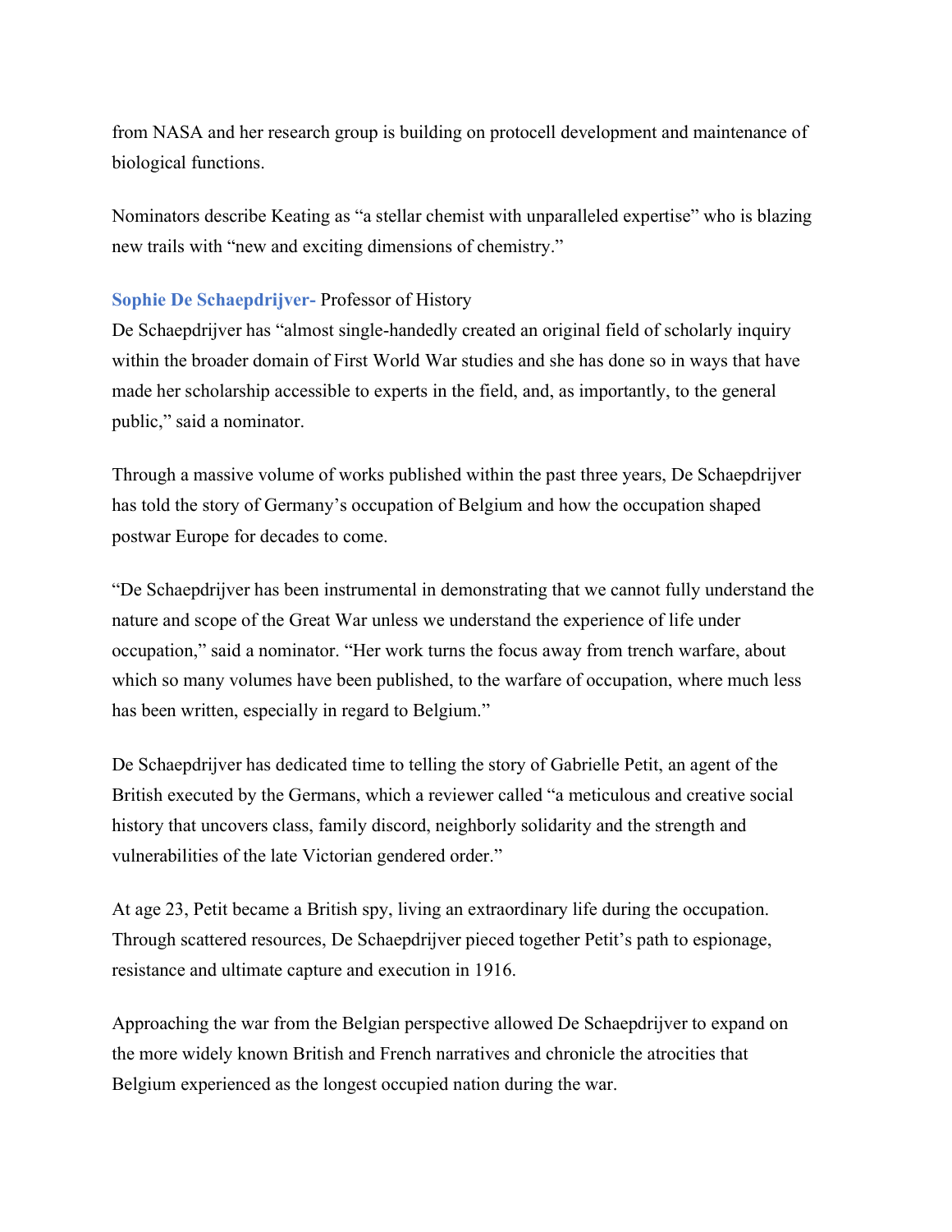from NASA and her research group is building on protocell development and maintenance of biological functions.

Nominators describe Keating as "a stellar chemist with unparalleled expertise" who is blazing new trails with "new and exciting dimensions of chemistry."

**Sophie De Schaepdrijver-** Professor of History

De Schaepdrijver has "almost single-handedly created an original field of scholarly inquiry within the broader domain of First World War studies and she has done so in ways that have made her scholarship accessible to experts in the field, and, as importantly, to the general public," said a nominator.

Through a massive volume of works published within the past three years, De Schaepdrijver has told the story of Germany's occupation of Belgium and how the occupation shaped postwar Europe for decades to come.

"De Schaepdrijver has been instrumental in demonstrating that we cannot fully understand the nature and scope of the Great War unless we understand the experience of life under occupation," said a nominator. "Her work turns the focus away from trench warfare, about which so many volumes have been published, to the warfare of occupation, where much less has been written, especially in regard to Belgium."

De Schaepdrijver has dedicated time to telling the story of Gabrielle Petit, an agent of the British executed by the Germans, which a reviewer called "a meticulous and creative social history that uncovers class, family discord, neighborly solidarity and the strength and vulnerabilities of the late Victorian gendered order."

At age 23, Petit became a British spy, living an extraordinary life during the occupation. Through scattered resources, De Schaepdrijver pieced together Petit's path to espionage, resistance and ultimate capture and execution in 1916.

Approaching the war from the Belgian perspective allowed De Schaepdrijver to expand on the more widely known British and French narratives and chronicle the atrocities that Belgium experienced as the longest occupied nation during the war.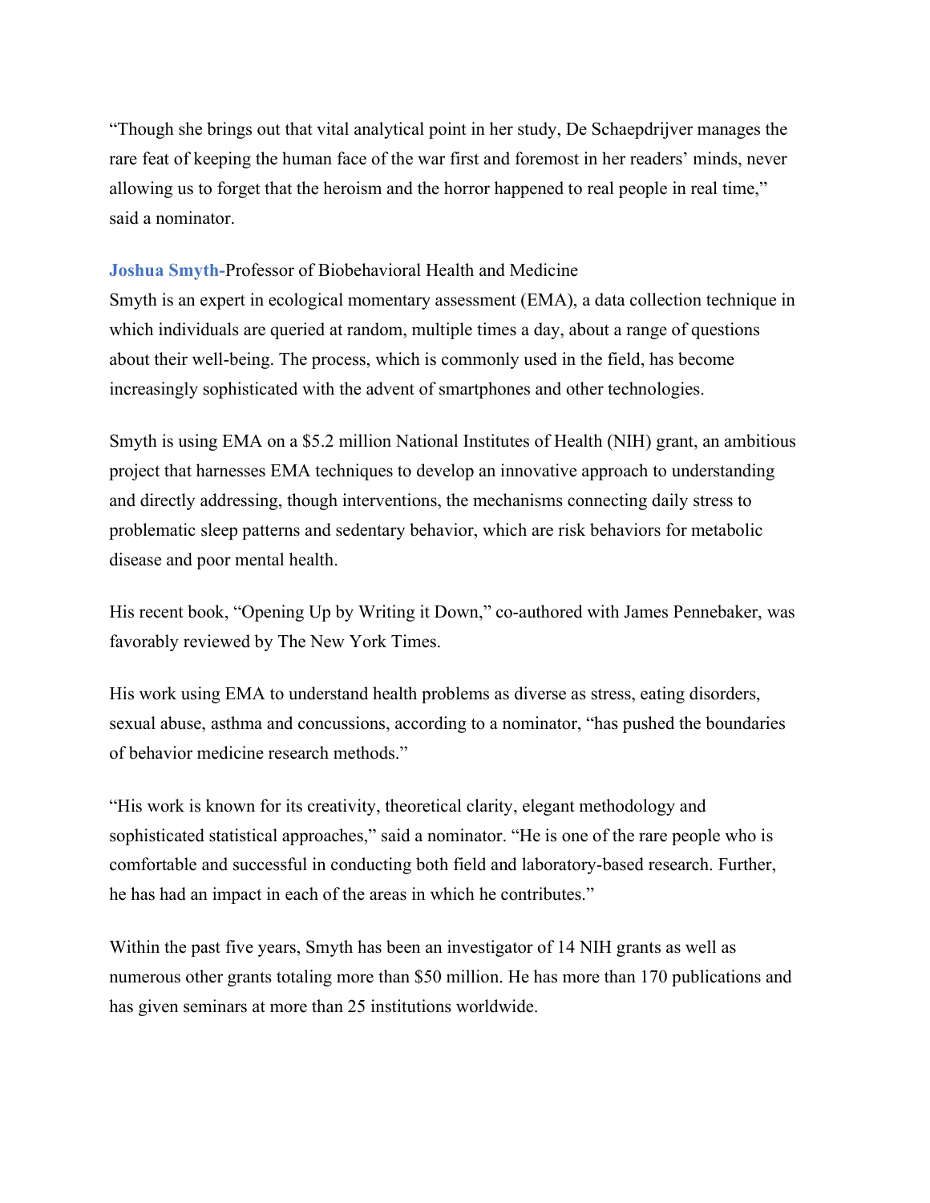"Though she brings out that vital analytical point in her study, De Schaepdrijver manages the rare feat of keeping the human face of the war first and foremost in her readers' minds, never allowing us to forget that the heroism and the horror happened to real people in real time," said a nominator.

**Joshua Smyth**-Professor of Biobehavioral Health and Medicine

Smyth is an expert in ecological momentary assessment (EMA), a data collection technique in which individuals are queried at random, multiple times a day, about a range of questions about their well-being. The process, which is commonly used in the field, has become increasingly sophisticated with the advent of smartphones and other technologies.

Smyth is using EMA on a $5.2 million National Institutes of Health (NIH) grant, an ambitious project that harnesses EMA techniques to develop an innovative approach to understanding and directly addressing, though interventions, the mechanisms connecting daily stress to problematic sleep patterns and sedentary behavior, which are risk behaviors for metabolic disease and poor mental health.

His recent book, "Opening Up by Writing it Down," co-authored with James Pennebaker, was favorably reviewed by The New York Times.

His work using EMA to understand health problems as diverse as stress, eating disorders, sexual abuse, asthma and concussions, according to a nominator, "has pushed the boundaries of behavior medicine research methods."

"His work is known for its creativity, theoretical clarity, elegant methodology and sophisticated statistical approaches," said a nominator. "He is one of the rare people who is comfortable and successful in conducting both field and laboratory-based research. Further, he has had an impact in each of the areas in which he contributes."

Within the past five years, Smyth has been an investigator of 14 NIH grants as well as numerous other grants totaling more than $50 million. He has more than 170 publications and has given seminars at more than 25 institutions worldwide.